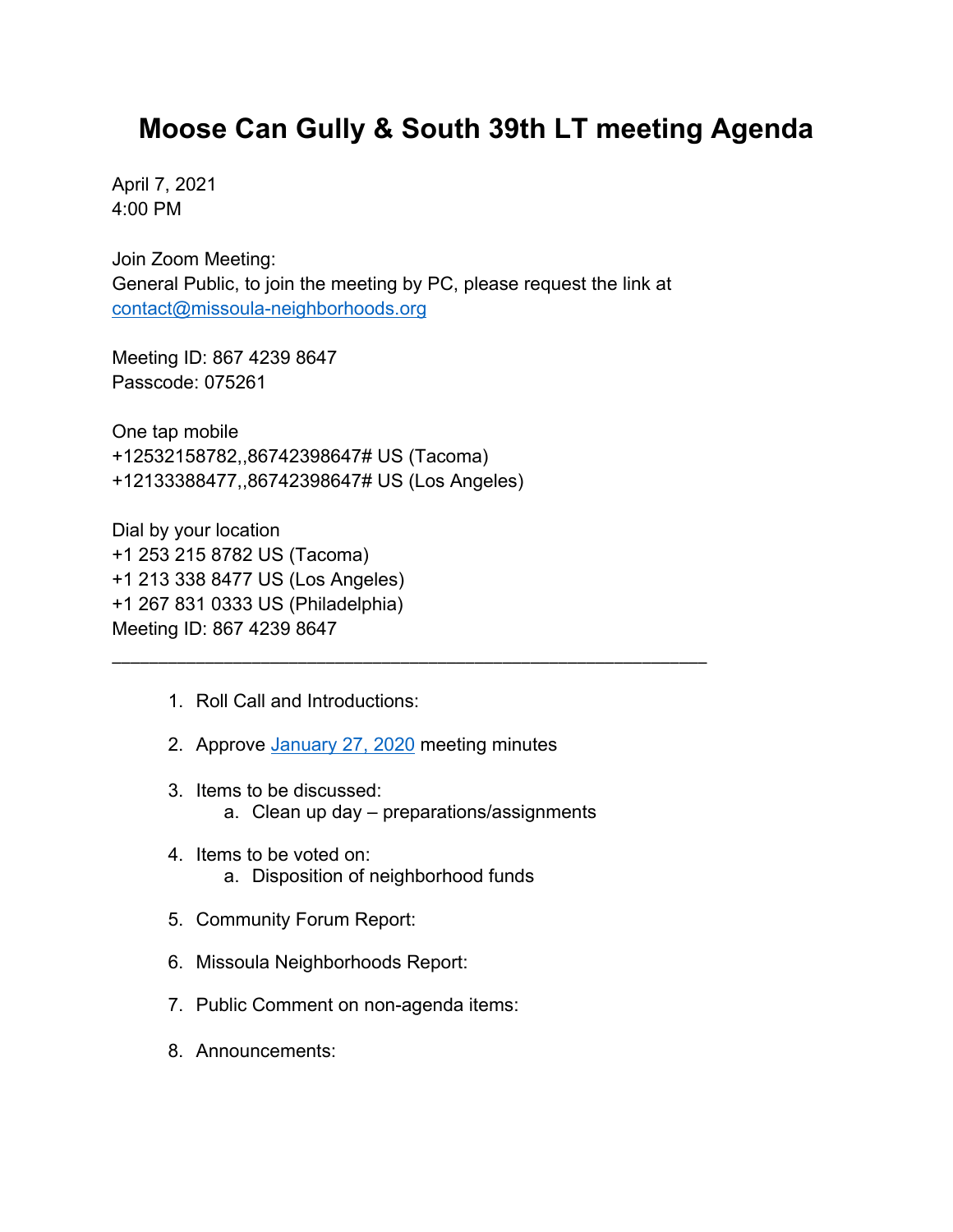# Moose Can Gully & South 39th LT meeting Agenda

April 7, 2021
4:00 PM

Join Zoom Meeting:
General Public, to join the meeting by PC, please request the link at contact@missoula-neighborhoods.org

Meeting ID: 867 4239 8647
Passcode: 075261

One tap mobile
+12532158782,,86742398647# US (Tacoma)
+12133388477,,86742398647# US (Los Angeles)

Dial by your location
+1 253 215 8782 US (Tacoma)
+1 213 338 8477 US (Los Angeles)
+1 267 831 0333 US (Philadelphia)
Meeting ID: 867 4239 8647

---

1. Roll Call and Introductions:

2. Approve January 27, 2020 meeting minutes

3. Items to be discussed:
    a. Clean up day – preparations/assignments

4. Items to be voted on:
    a. Disposition of neighborhood funds

5. Community Forum Report:

6. Missoula Neighborhoods Report:

7. Public Comment on non-agenda items:

8. Announcements: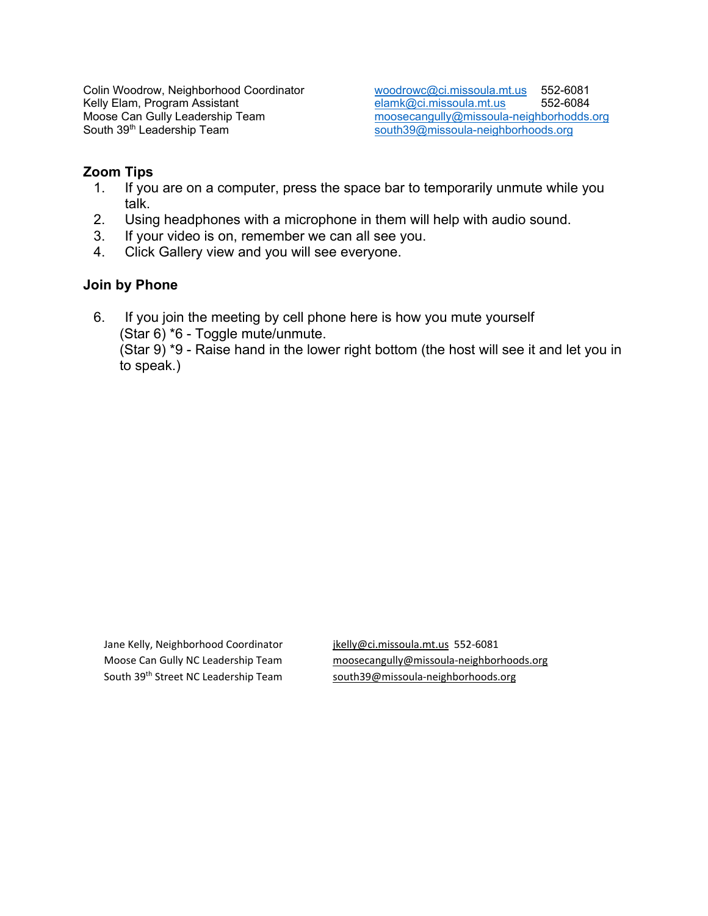Colin Woodrow, Neighborhood Coordinator woodrowc@ci.missoula.mt.us 552-6081
Kelly Elam, Program Assistant elamk@ci.missoula.mt.us 552-6084
Moose Can Gully Leadership Team moosecangully@missoula-neighborhodds.org
South 39th Leadership Team south39@missoula-neighborhoods.org

### Zoom Tips

1. If you are on a computer, press the space bar to temporarily unmute while you talk.
2. Using headphones with a microphone in them will help with audio sound.
3. If your video is on, remember we can all see you.
4. Click Gallery view and you will see everyone.

### Join by Phone

6. If you join the meeting by cell phone here is how you mute yourself
 (Star 6) *6 - Toggle mute/unmute.
 (Star 9) *9 - Raise hand in the lower right bottom (the host will see it and let you in to speak.)

Jane Kelly, Neighborhood Coordinator jkelly@ci.missoula.mt.us 552-6081
Moose Can Gully NC Leadership Team moosecangully@missoula-neighborhoods.org
South 39th Street NC Leadership Team south39@missoula-neighborhoods.org